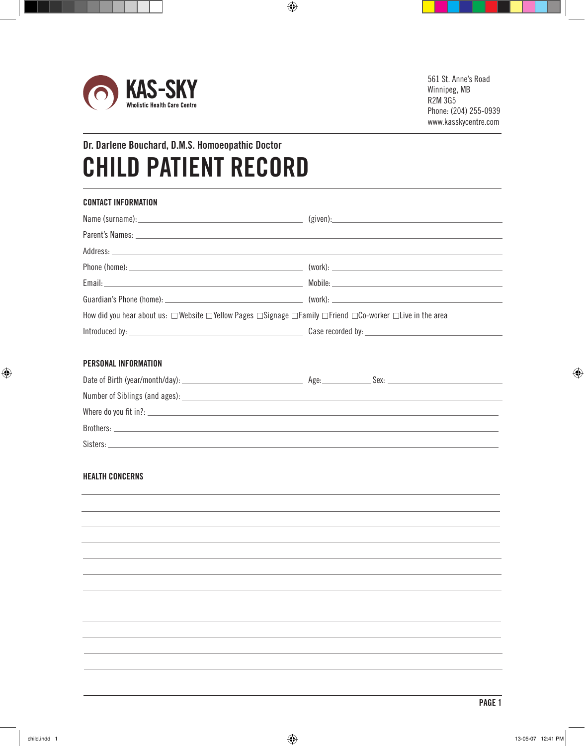**KAS-SKY**
Wholistic Health Care Centre

561 St. Anne's Road
Winnipeg, MB
R2M 3G5
Phone: (204) 255-0939
www.kasskycentre.com

Dr. Darlene Bouchard, D.M.S. Homoeopathic Doctor

# CHILD PATIENT RECORD

## CONTACT INFORMATION

Name (surname): ______________________ (given): ______________________

Parent's Names: ______________________

Address: ______________________

Phone (home): ______________________ (work): ______________________

Email: ______________________ Mobile: ______________________

Guardian's Phone (home): ______________________ (work): ______________________

How did you hear about us: ☐ Website ☐ Yellow Pages ☐ Signage ☐ Family ☐ Friend ☐ Co-worker ☐ Live in the area

Introduced by: ______________________ Case recorded by: ______________________

## PERSONAL INFORMATION

Date of Birth (year/month/day): ______________________ Age: __________ Sex: __________

Number of Siblings (and ages): ______________________

Where do you fit in?: ______________________

Brothers: ______________________

Sisters: ______________________

## HEALTH CONCERNS

______________________

______________________

______________________

______________________

______________________

______________________

______________________

______________________

______________________

______________________

______________________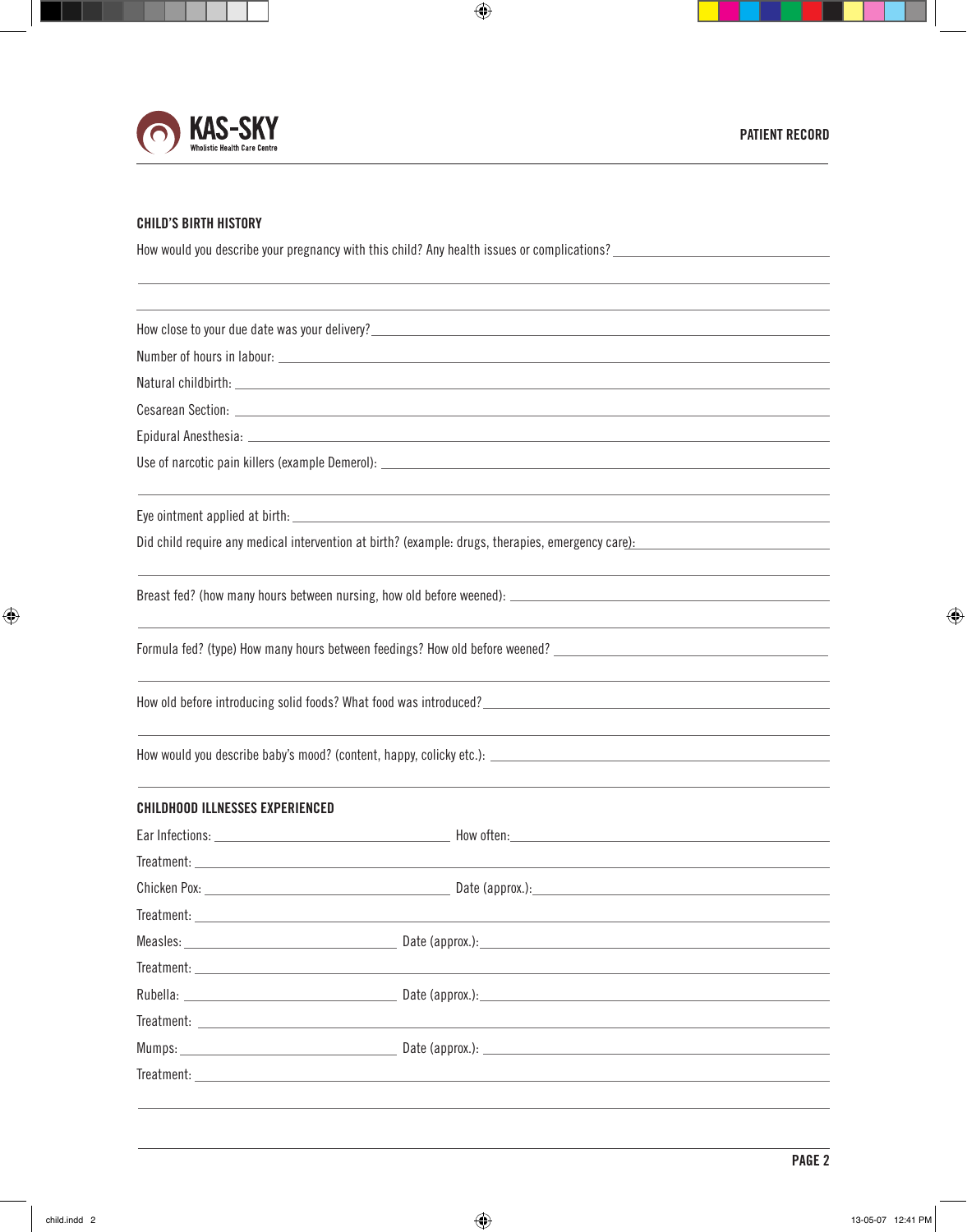**KAS-SKY**
Wholistic Health Care Centre

**PATIENT RECORD**

## CHILD'S BIRTH HISTORY

How would you describe your pregnancy with this child? Any health issues or complications? ______________________________

______________________________

______________________________

How close to your due date was your delivery? ______________________________

Number of hours in labour: ______________________________

Natural childbirth: ______________________________

Cesarean Section: ______________________________

Epidural Anesthesia: ______________________________

Use of narcotic pain killers (example Demerol): ______________________________

______________________________

Eye ointment applied at birth: ______________________________

Did child require any medical intervention at birth? (example: drugs, therapies, emergency care): ______________________________

______________________________

Breast fed? (how many hours between nursing, how old before weened): ______________________________

______________________________

Formula fed? (type) How many hours between feedings? How old before weened? ______________________________

______________________________

How old before introducing solid foods? What food was introduced? ______________________________

______________________________

How would you describe baby's mood? (content, happy, colicky etc.): ______________________________

______________________________

## CHILDHOOD ILLNESSES EXPERIENCED

Ear Infections: ______________ How often: ______________

Treatment: ______________________________

Chicken Pox: ______________ Date (approx.): ______________

Treatment: ______________________________

Measles: ______________ Date (approx.): ______________

Treatment: ______________________________

Rubella: ______________ Date (approx.): ______________

Treatment: ______________________________

Mumps: ______________ Date (approx.): ______________

Treatment: ______________________________

______________________________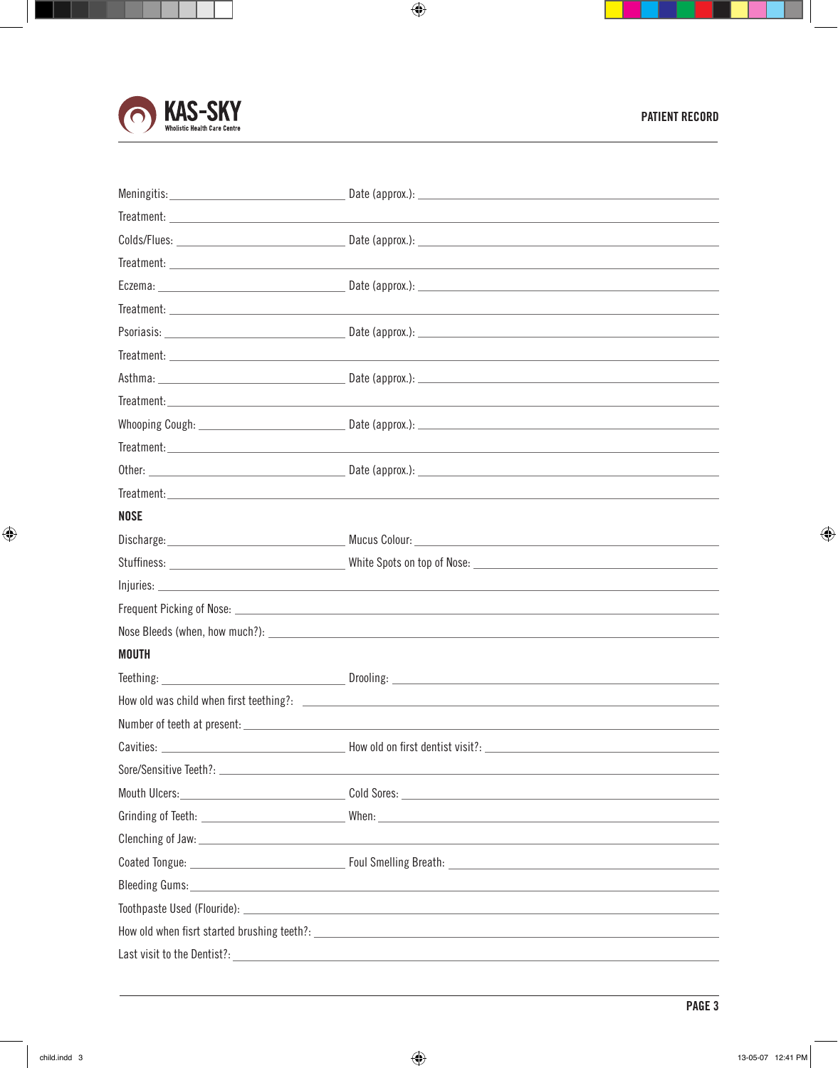**KAS-SKY** Wholistic Health Care Centre

**PATIENT RECORD**

Meningitis: ______________________ Date (approx.): ______________________

Treatment: ______________________

Colds/Flues: ______________________ Date (approx.): ______________________

Treatment: ______________________

Eczema: ______________________ Date (approx.): ______________________

Treatment: ______________________

Psoriasis: ______________________ Date (approx.): ______________________

Treatment: ______________________

Asthma: ______________________ Date (approx.): ______________________

Treatment: ______________________

Whooping Cough: ______________________ Date (approx.): ______________________

Treatment: ______________________

Other: ______________________ Date (approx.): ______________________

Treatment: ______________________

## NOSE

Discharge: ______________________ Mucus Colour: ______________________

Stuffiness: ______________________ White Spots on top of Nose: ______________________

Injuries: ______________________

Frequent Picking of Nose: ______________________

Nose Bleeds (when, how much?): ______________________

## MOUTH

Teething: ______________________ Drooling: ______________________

How old was child when first teething?: ______________________

Number of teeth at present: ______________________

Cavities: ______________________ How old on first dentist visit?: ______________________

Sore/Sensitive Teeth?: ______________________

Mouth Ulcers: ______________________ Cold Sores: ______________________

Grinding of Teeth: ______________________ When: ______________________

Clenching of Jaw: ______________________

Coated Tongue: ______________________ Foul Smelling Breath: ______________________

Bleeding Gums: ______________________

Toothpaste Used (Flouride): ______________________

How old when fisrt started brushing teeth?: ______________________

Last visit to the Dentist?: ______________________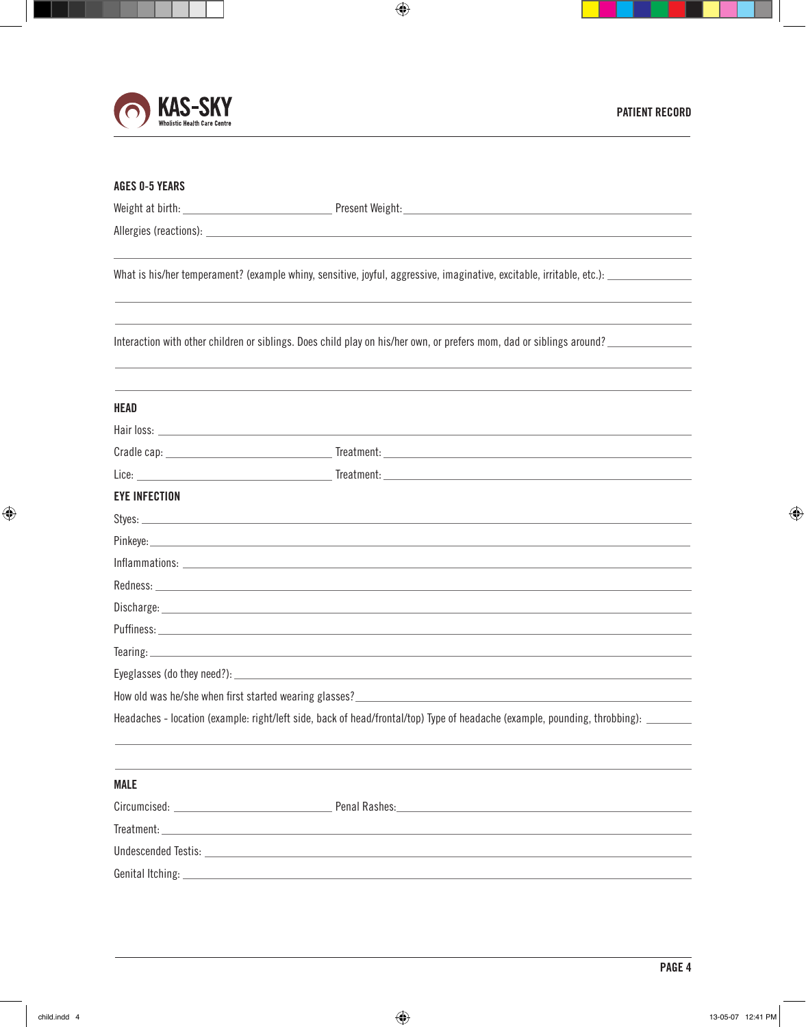## AGES 0-5 YEARS

Weight at birth: ______________________ Present Weight: ______________________

Allergies (reactions): ______________________

______________________

What is his/her temperament? (example whiny, sensitive, joyful, aggressive, imaginative, excitable, irritable, etc.): ______________________

______________________

______________________

Interaction with other children or siblings. Does child play on his/her own, or prefers mom, dad or siblings around? ______________________

______________________

______________________

## HEAD

Hair loss: ______________________

Cradle cap: ______________________ Treatment: ______________________

Lice: ______________________ Treatment: ______________________

## EYE INFECTION

Styes: ______________________

Pinkeye: ______________________

Inflammations: ______________________

Redness: ______________________

Discharge: ______________________

Puffiness: ______________________

Tearing: ______________________

Eyeglasses (do they need?): ______________________

How old was he/she when first started wearing glasses? ______________________

Headaches - location (example: right/left side, back of head/frontal/top) Type of headache (example, pounding, throbbing): ______________________

______________________

______________________

## MALE

Circumcised: ______________________ Penal Rashes: ______________________

Treatment: ______________________

Undescended Testis: ______________________

Genital Itching: ______________________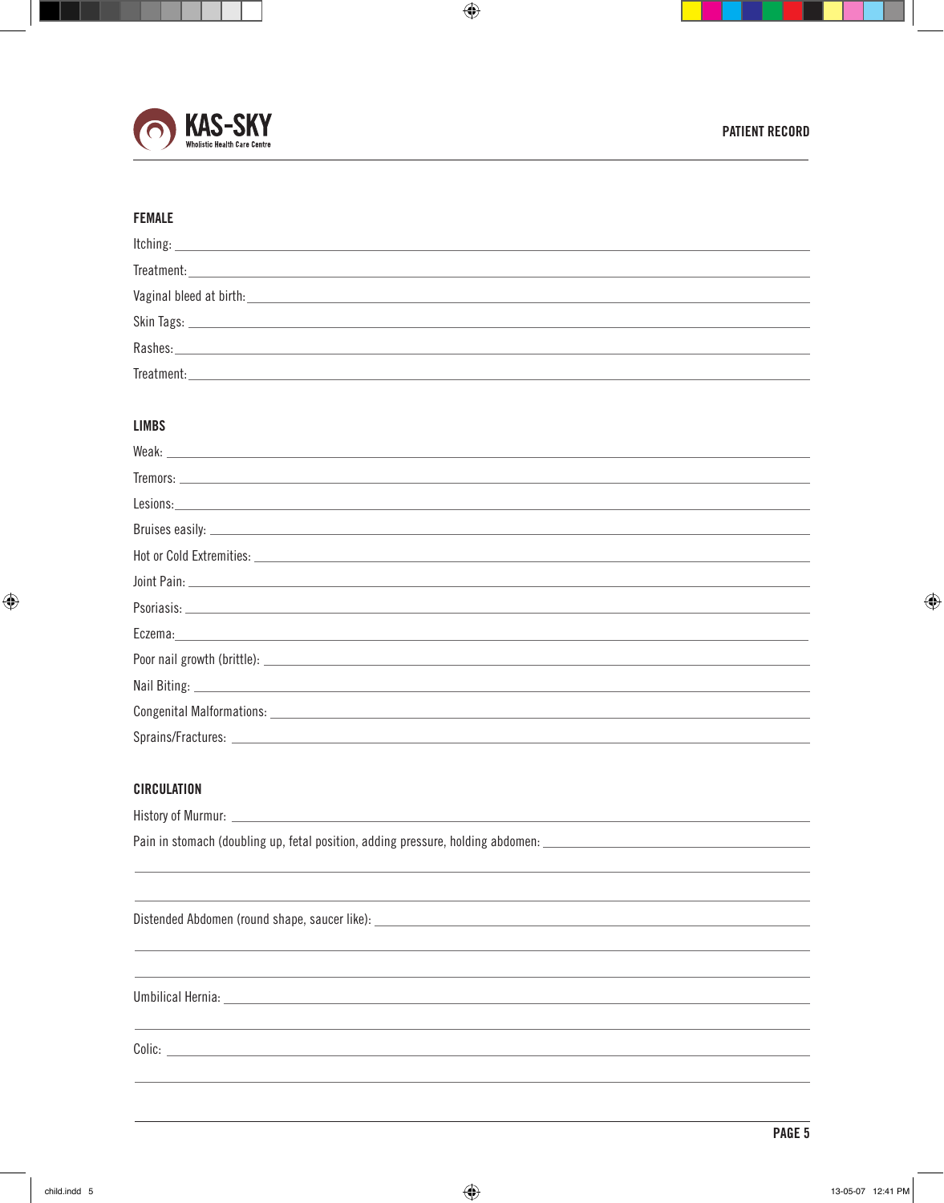**KAS-SKY**
Wholistic Health Care Centre

PATIENT RECORD

## FEMALE

Itching: ____________________

Treatment: ____________________

Vaginal bleed at birth: ____________________

Skin Tags: ____________________

Rashes: ____________________

Treatment: ____________________

## LIMBS

Weak: ____________________

Tremors: ____________________

Lesions: ____________________

Bruises easily: ____________________

Hot or Cold Extremities: ____________________

Joint Pain: ____________________

Psoriasis: ____________________

Eczema: ____________________

Poor nail growth (brittle): ____________________

Nail Biting: ____________________

Congenital Malformations: ____________________

Sprains/Fractures: ____________________

## CIRCULATION

History of Murmur: ____________________

Pain in stomach (doubling up, fetal position, adding pressure, holding abdomen: ____________________

____________________

____________________

Distended Abdomen (round shape, saucer like): ____________________

____________________

____________________

Umbilical Hernia: ____________________

____________________

Colic: ____________________

____________________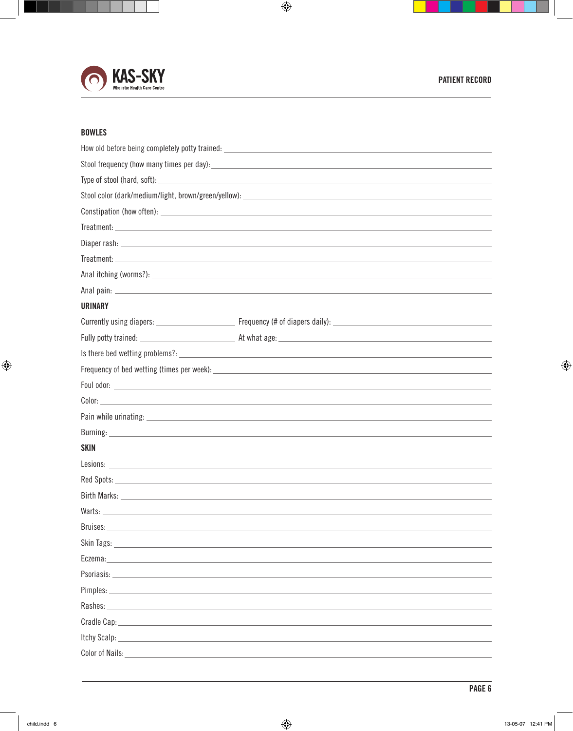KAS-SKY
Wholistic Health Care Centre

PATIENT RECORD

## BOWLES

How old before being completely potty trained: ______________________________

Stool frequency (how many times per day): ______________________________

Type of stool (hard, soft): ______________________________

Stool color (dark/medium/light, brown/green/yellow): ______________________________

Constipation (how often): ______________________________

Treatment: ______________________________

Diaper rash: ______________________________

Treatment: ______________________________

Anal itching (worms?): ______________________________

Anal pain: ______________________________

## URINARY

Currently using diapers: ______________ Frequency (# of diapers daily): ______________

Fully potty trained: ______________ At what age: ______________

Is there bed wetting problems?: ______________________________

Frequency of bed wetting (times per week): ______________________________

Foul odor: ______________________________

Color: ______________________________

Pain while urinating: ______________________________

Burning: ______________________________

## SKIN

Lesions: ______________________________

Red Spots: ______________________________

Birth Marks: ______________________________

Warts: ______________________________

Bruises: ______________________________

Skin Tags: ______________________________

Eczema: ______________________________

Psoriasis: ______________________________

Pimples: ______________________________

Rashes: ______________________________

Cradle Cap: ______________________________

Itchy Scalp: ______________________________

Color of Nails: ______________________________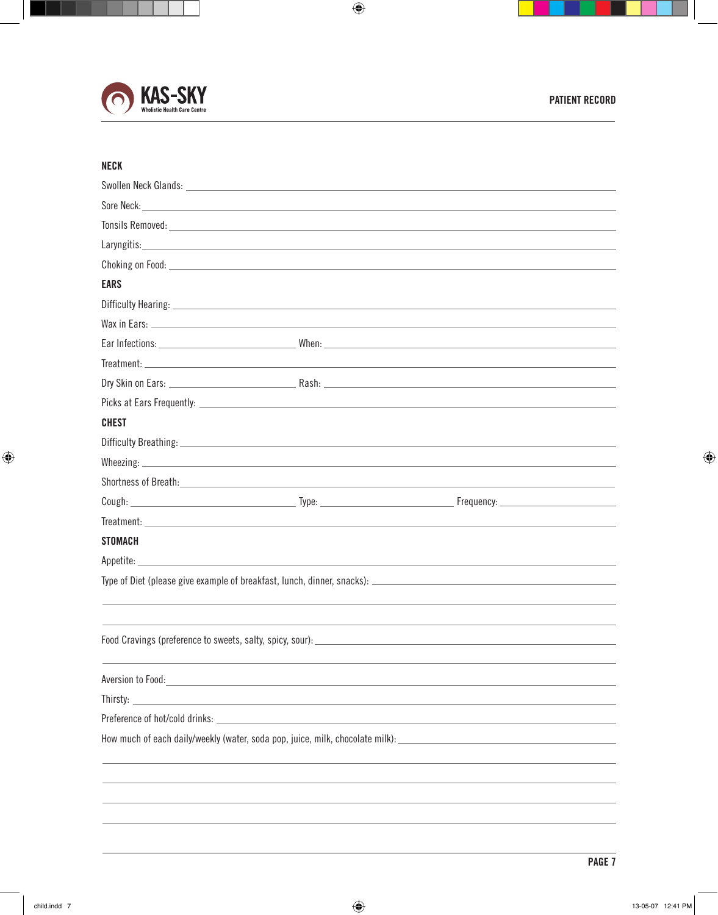# NECK

Swollen Neck Glands: \_\_\_\_\_\_\_\_\_\_\_\_\_\_\_\_\_\_\_\_\_\_\_\_\_\_\_\_\_\_\_\_\_\_\_\_\_\_\_\_

Sore Neck: \_\_\_\_\_\_\_\_\_\_\_\_\_\_\_\_\_\_\_\_\_\_\_\_\_\_\_\_\_\_\_\_\_\_\_\_\_\_\_\_

Tonsils Removed: \_\_\_\_\_\_\_\_\_\_\_\_\_\_\_\_\_\_\_\_\_\_\_\_\_\_\_\_\_\_\_\_\_\_\_\_\_\_\_\_

Laryngitis: \_\_\_\_\_\_\_\_\_\_\_\_\_\_\_\_\_\_\_\_\_\_\_\_\_\_\_\_\_\_\_\_\_\_\_\_\_\_\_\_

Choking on Food: \_\_\_\_\_\_\_\_\_\_\_\_\_\_\_\_\_\_\_\_\_\_\_\_\_\_\_\_\_\_\_\_\_\_\_\_\_\_\_\_

# EARS

Difficulty Hearing: \_\_\_\_\_\_\_\_\_\_\_\_\_\_\_\_\_\_\_\_\_\_\_\_\_\_\_\_\_\_\_\_\_\_\_\_\_\_\_\_

Wax in Ears: \_\_\_\_\_\_\_\_\_\_\_\_\_\_\_\_\_\_\_\_\_\_\_\_\_\_\_\_\_\_\_\_\_\_\_\_\_\_\_\_

Ear Infections: \_\_\_\_\_\_\_\_\_\_\_\_\_\_\_\_\_\_\_\_ When: \_\_\_\_\_\_\_\_\_\_\_\_\_\_\_\_\_\_\_\_

Treatment: \_\_\_\_\_\_\_\_\_\_\_\_\_\_\_\_\_\_\_\_\_\_\_\_\_\_\_\_\_\_\_\_\_\_\_\_\_\_\_\_

Dry Skin on Ears: \_\_\_\_\_\_\_\_\_\_\_\_\_\_\_\_\_\_\_\_ Rash: \_\_\_\_\_\_\_\_\_\_\_\_\_\_\_\_\_\_\_\_

Picks at Ears Frequently: \_\_\_\_\_\_\_\_\_\_\_\_\_\_\_\_\_\_\_\_\_\_\_\_\_\_\_\_\_\_\_\_\_\_\_\_\_\_\_\_

# CHEST

Difficulty Breathing: \_\_\_\_\_\_\_\_\_\_\_\_\_\_\_\_\_\_\_\_\_\_\_\_\_\_\_\_\_\_\_\_\_\_\_\_\_\_\_\_

Wheezing: \_\_\_\_\_\_\_\_\_\_\_\_\_\_\_\_\_\_\_\_\_\_\_\_\_\_\_\_\_\_\_\_\_\_\_\_\_\_\_\_

Shortness of Breath: \_\_\_\_\_\_\_\_\_\_\_\_\_\_\_\_\_\_\_\_\_\_\_\_\_\_\_\_\_\_\_\_\_\_\_\_\_\_\_\_

Cough: \_\_\_\_\_\_\_\_\_\_\_\_\_\_\_\_\_\_\_\_ Type: \_\_\_\_\_\_\_\_\_\_\_\_\_\_\_\_\_\_\_\_ Frequency: \_\_\_\_\_\_\_\_\_\_\_\_\_\_\_\_\_\_\_\_

Treatment: \_\_\_\_\_\_\_\_\_\_\_\_\_\_\_\_\_\_\_\_\_\_\_\_\_\_\_\_\_\_\_\_\_\_\_\_\_\_\_\_

# STOMACH

Appetite: \_\_\_\_\_\_\_\_\_\_\_\_\_\_\_\_\_\_\_\_\_\_\_\_\_\_\_\_\_\_\_\_\_\_\_\_\_\_\_\_

Type of Diet (please give example of breakfast, lunch, dinner, snacks): \_\_\_\_\_\_\_\_\_\_\_\_\_\_\_\_\_\_\_\_

\_\_\_\_\_\_\_\_\_\_\_\_\_\_\_\_\_\_\_\_\_\_\_\_\_\_\_\_\_\_\_\_\_\_\_\_\_\_\_\_

\_\_\_\_\_\_\_\_\_\_\_\_\_\_\_\_\_\_\_\_\_\_\_\_\_\_\_\_\_\_\_\_\_\_\_\_\_\_\_\_

Food Cravings (preference to sweets, salty, spicy, sour): \_\_\_\_\_\_\_\_\_\_\_\_\_\_\_\_\_\_\_\_

\_\_\_\_\_\_\_\_\_\_\_\_\_\_\_\_\_\_\_\_\_\_\_\_\_\_\_\_\_\_\_\_\_\_\_\_\_\_\_\_

Aversion to Food: \_\_\_\_\_\_\_\_\_\_\_\_\_\_\_\_\_\_\_\_\_\_\_\_\_\_\_\_\_\_\_\_\_\_\_\_\_\_\_\_

Thirsty: \_\_\_\_\_\_\_\_\_\_\_\_\_\_\_\_\_\_\_\_\_\_\_\_\_\_\_\_\_\_\_\_\_\_\_\_\_\_\_\_

Preference of hot/cold drinks: \_\_\_\_\_\_\_\_\_\_\_\_\_\_\_\_\_\_\_\_\_\_\_\_\_\_\_\_\_\_\_\_\_\_\_\_\_\_\_\_

How much of each daily/weekly (water, soda pop, juice, milk, chocolate milk): \_\_\_\_\_\_\_\_\_\_\_\_\_\_\_\_\_\_\_\_

\_\_\_\_\_\_\_\_\_\_\_\_\_\_\_\_\_\_\_\_\_\_\_\_\_\_\_\_\_\_\_\_\_\_\_\_\_\_\_\_

\_\_\_\_\_\_\_\_\_\_\_\_\_\_\_\_\_\_\_\_\_\_\_\_\_\_\_\_\_\_\_\_\_\_\_\_\_\_\_\_

\_\_\_\_\_\_\_\_\_\_\_\_\_\_\_\_\_\_\_\_\_\_\_\_\_\_\_\_\_\_\_\_\_\_\_\_\_\_\_\_

\_\_\_\_\_\_\_\_\_\_\_\_\_\_\_\_\_\_\_\_\_\_\_\_\_\_\_\_\_\_\_\_\_\_\_\_\_\_\_\_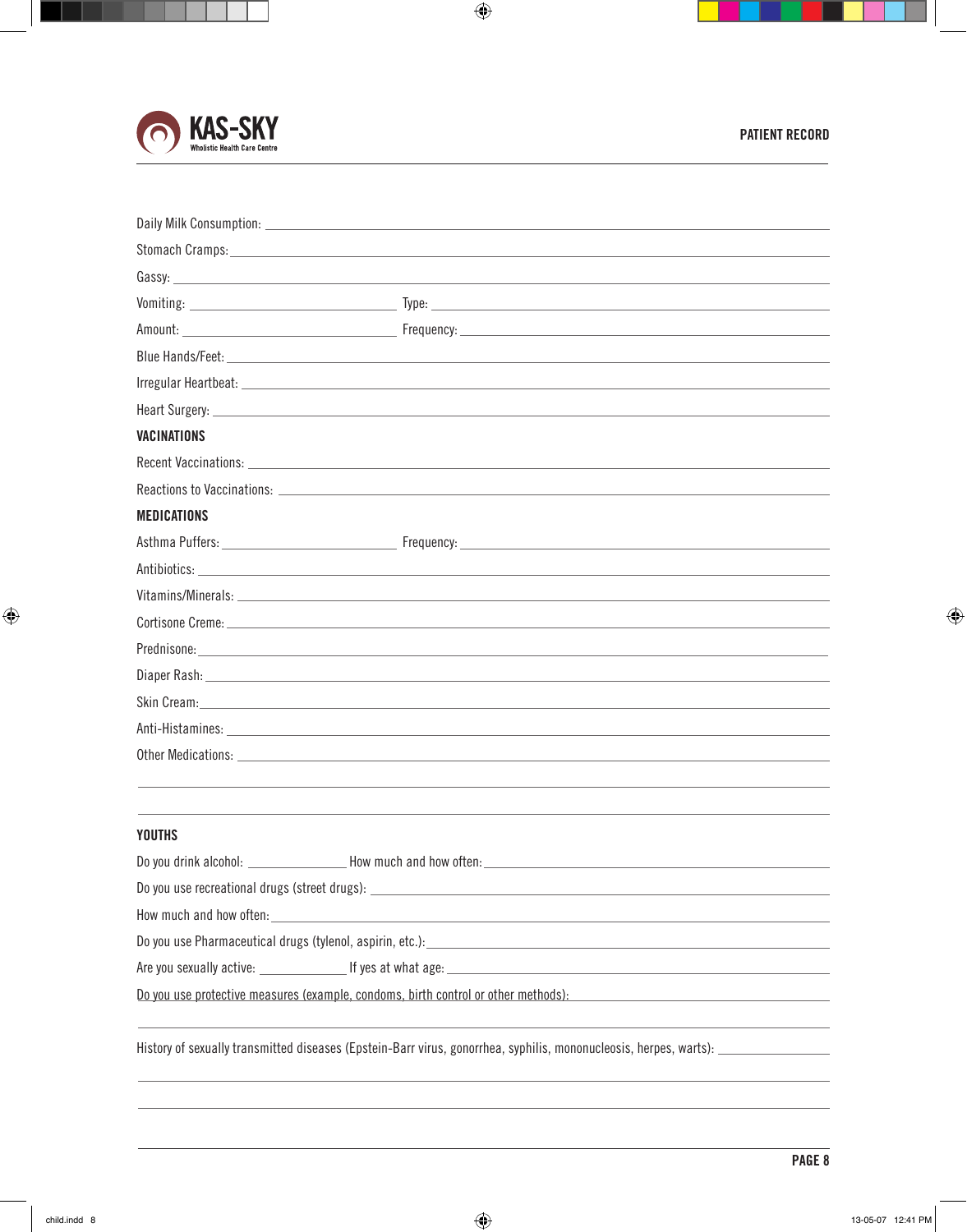KAS-SKY
Wholistic Health Care Centre

PATIENT RECORD

Daily Milk Consumption: ____________________

Stomach Cramps: ____________________

Gassy: ____________________

Vomiting: ____________________ Type: ____________________

Amount: ____________________ Frequency: ____________________

Blue Hands/Feet: ____________________

Irregular Heartbeat: ____________________

Heart Surgery: ____________________

**VACINATIONS**

Recent Vaccinations: ____________________

Reactions to Vaccinations: ____________________

**MEDICATIONS**

Asthma Puffers: ____________________ Frequency: ____________________

Antibiotics: ____________________

Vitamins/Minerals: ____________________

Cortisone Creme: ____________________

Prednisone: ____________________

Diaper Rash: ____________________

Skin Cream: ____________________

Anti-Histamines: ____________________

Other Medications: ____________________

____________________

____________________

**YOUTHS**

Do you drink alcohol: ____________________ How much and how often: ____________________

Do you use recreational drugs (street drugs): ____________________

How much and how often: ____________________

Do you use Pharmaceutical drugs (tylenol, aspirin, etc.): ____________________

Are you sexually active: ____________________ If yes at what age: ____________________

<u>Do you use protective measures (example, condoms, birth control or other methods):</u> ____________________

____________________

History of sexually transmitted diseases (Epstein-Barr virus, gonorrhea, syphilis, mononucleosis, herpes, warts): ____________________

____________________

____________________